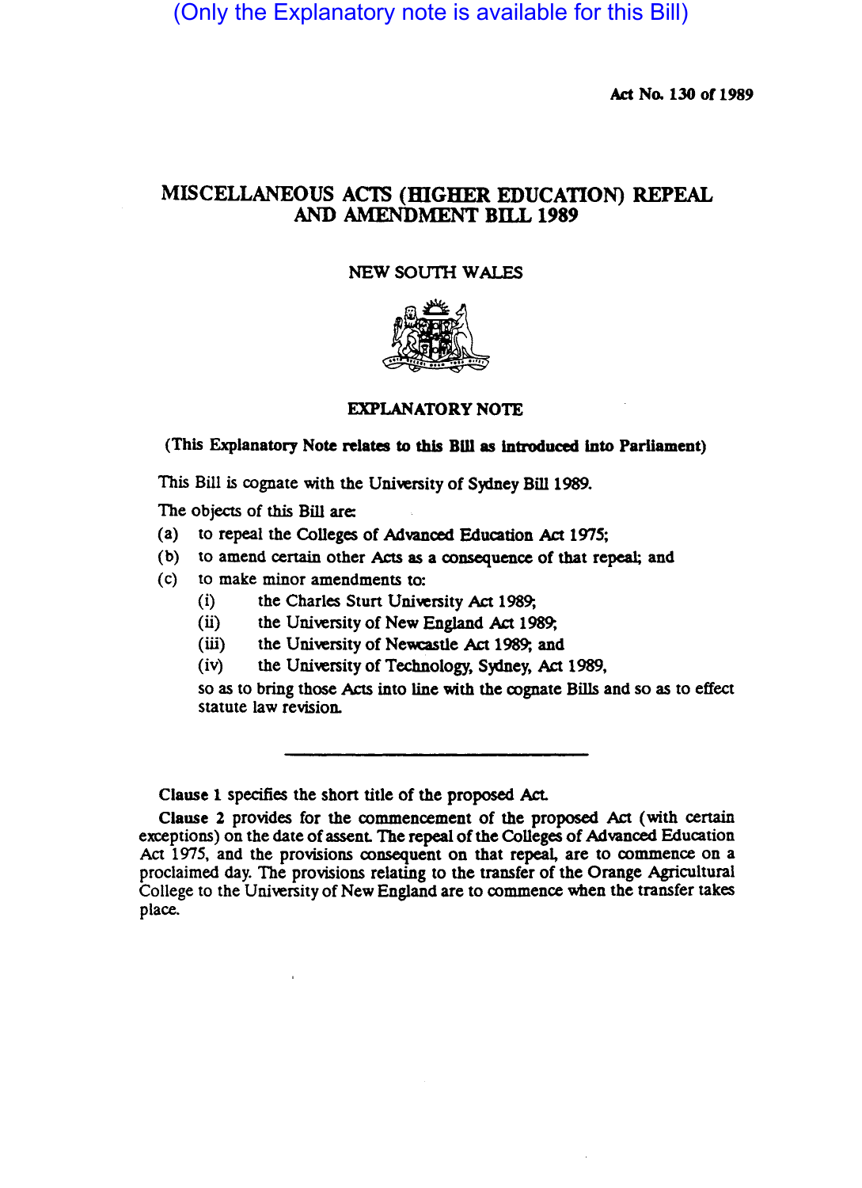(Only the Explanatory note is available for this Bill)

**Act No. 130 of 1989**

# MISCELLANEOUS ACTS (HIGHER EDUCATION) REPEAL AND AMENDMENT BILL 1989

NEW SOUTH WALES

## EXPLANATORY NOTE

**(This Explanatory Note relates to this Bill as introduced into Parliament)**

This Bill is cognate with the University of Sydney Bill 1989.

The objects of this Bill are:

(a) to repeal the Colleges of Advanced Education Act 1975;

(b) to amend certain other Acts as a consequence of that repeal; and

(c) to make minor amendments to:

  (i) the Charles Sturt University Act 1989;

  (ii) the University of New England Act 1989;

  (iii) the University of Newcastle Act 1989; and

  (iv) the University of Technology, Sydney, Act 1989,

so as to bring those Acts into line with the cognate Bills and so as to effect statute law revision.

---

**Clause 1** specifies the short title of the proposed Act.

**Clause 2** provides for the commencement of the proposed Act (with certain exceptions) on the date of assent. The repeal of the Colleges of Advanced Education Act 1975, and the provisions consequent on that repeal, are to commence on a proclaimed day. The provisions relating to the transfer of the Orange Agricultural College to the University of New England are to commence when the transfer takes place.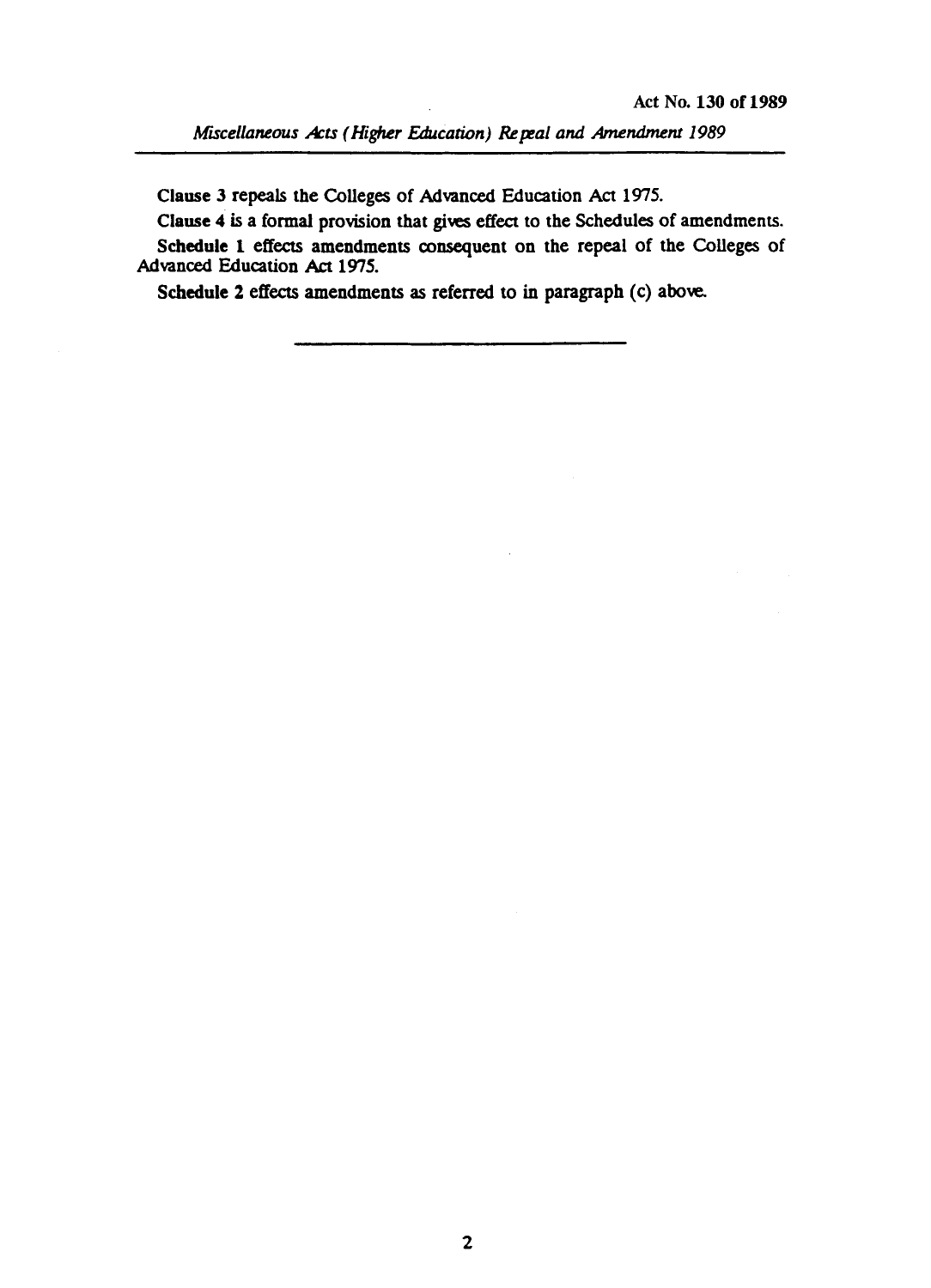**Clause 3** repeals the Colleges of Advanced Education Act 1975.

**Clause 4** is a formal provision that gives effect to the Schedules of amendments.

**Schedule 1** effects amendments consequent on the repeal of the Colleges of Advanced Education Act 1975.

**Schedule 2** effects amendments as referred to in paragraph (c) above.